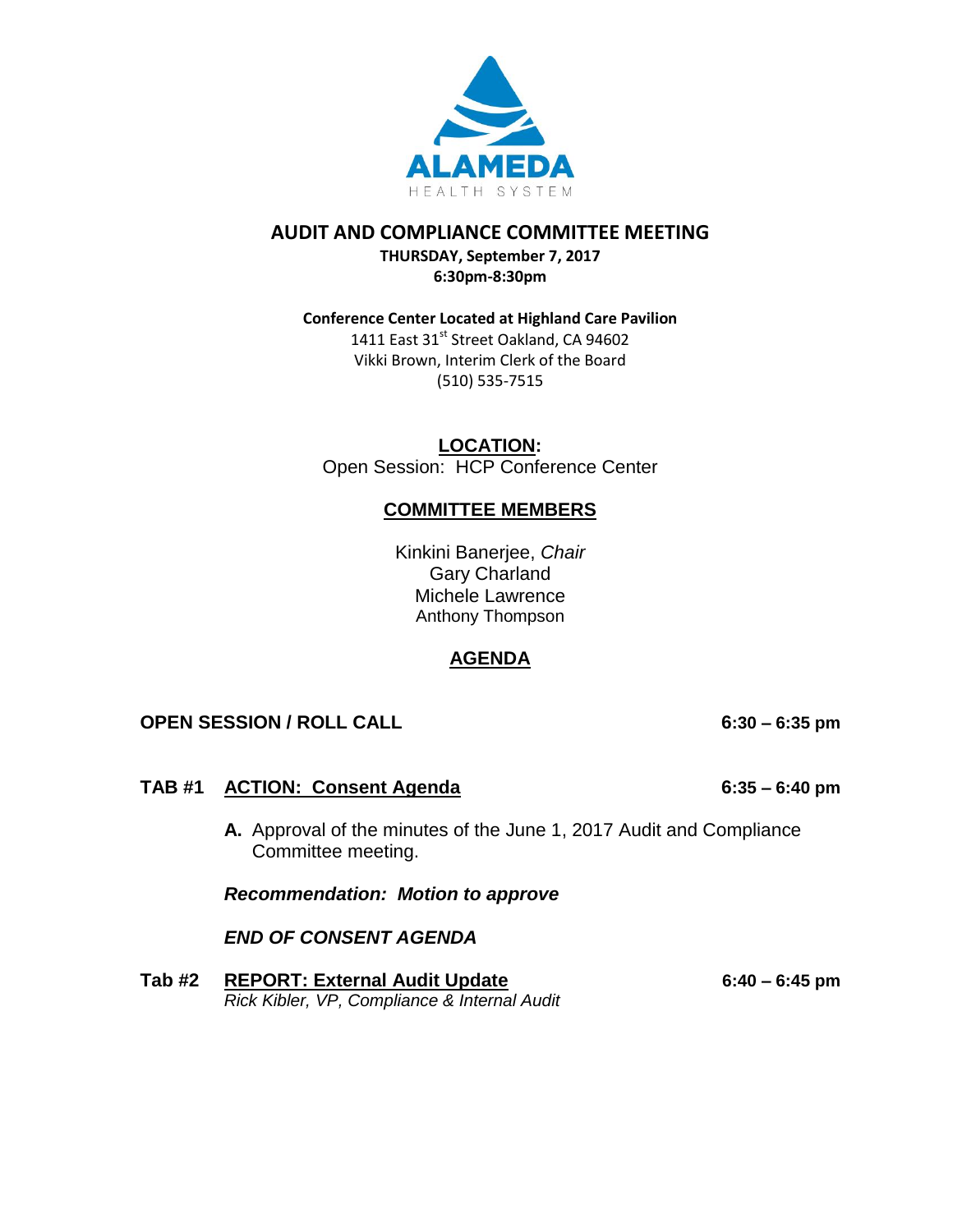ALAMEDA
HEALTH SYSTEM

# AUDIT AND COMPLIANCE COMMITTEE MEETING

**THURSDAY, September 7, 2017**
**6:30pm-8:30pm**

**Conference Center Located at Highland Care Pavilion**
1411 East 31st Street Oakland, CA 94602
Vikki Brown, Interim Clerk of the Board
(510) 535-7515

## LOCATION:

Open Session: HCP Conference Center

## COMMITTEE MEMBERS

Kinkini Banerjee, *Chair*
Gary Charland
Michele Lawrence
Anthony Thompson

## AGENDA

**OPEN SESSION / ROLL CALL** — **6:30 – 6:35 pm**

**TAB #1 ACTION: Consent Agenda** — **6:35 – 6:40 pm**

**A.** Approval of the minutes of the June 1, 2017 Audit and Compliance Committee meeting.

***Recommendation: Motion to approve***

***END OF CONSENT AGENDA***

**Tab #2 REPORT: External Audit Update** — **6:40 – 6:45 pm**
*Rick Kibler, VP, Compliance & Internal Audit*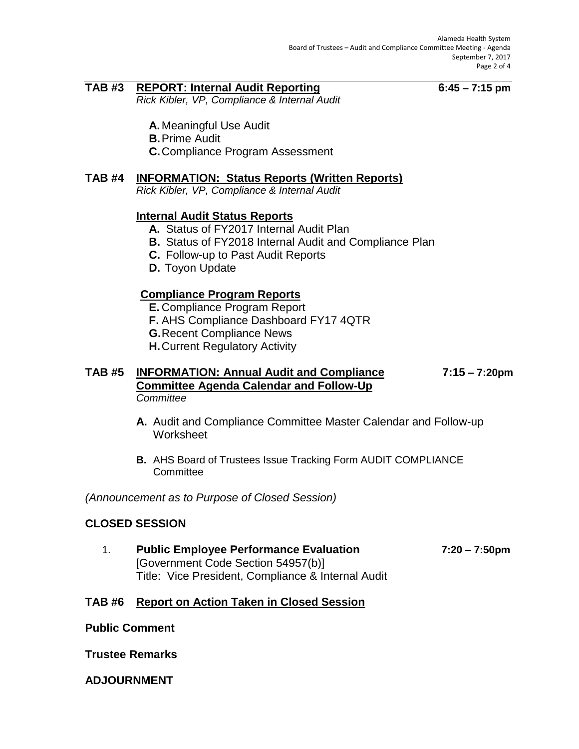**TAB #3 REPORT: Internal Audit Reporting** **6:45 – 7:15 pm**
*Rick Kibler, VP, Compliance & Internal Audit*

**A.** Meaningful Use Audit
**B.** Prime Audit
**C.** Compliance Program Assessment

**TAB #4 INFORMATION: Status Reports (Written Reports)**
*Rick Kibler, VP, Compliance & Internal Audit*

**Internal Audit Status Reports**

**A.** Status of FY2017 Internal Audit Plan
**B.** Status of FY2018 Internal Audit and Compliance Plan
**C.** Follow-up to Past Audit Reports
**D.** Toyon Update

**Compliance Program Reports**

**E.** Compliance Program Report
**F.** AHS Compliance Dashboard FY17 4QTR
**G.** Recent Compliance News
**H.** Current Regulatory Activity

**TAB #5 INFORMATION: Annual Audit and Compliance Committee Agenda Calendar and Follow-Up** **7:15 – 7:20pm**
*Committee*

**A.** Audit and Compliance Committee Master Calendar and Follow-up Worksheet

**B.** AHS Board of Trustees Issue Tracking Form AUDIT COMPLIANCE Committee

*(Announcement as to Purpose of Closed Session)*

**CLOSED SESSION**

1. **Public Employee Performance Evaluation** **7:20 – 7:50pm**
   [Government Code Section 54957(b)]
   Title: Vice President, Compliance & Internal Audit

**TAB #6 Report on Action Taken in Closed Session**

**Public Comment**

**Trustee Remarks**

**ADJOURNMENT**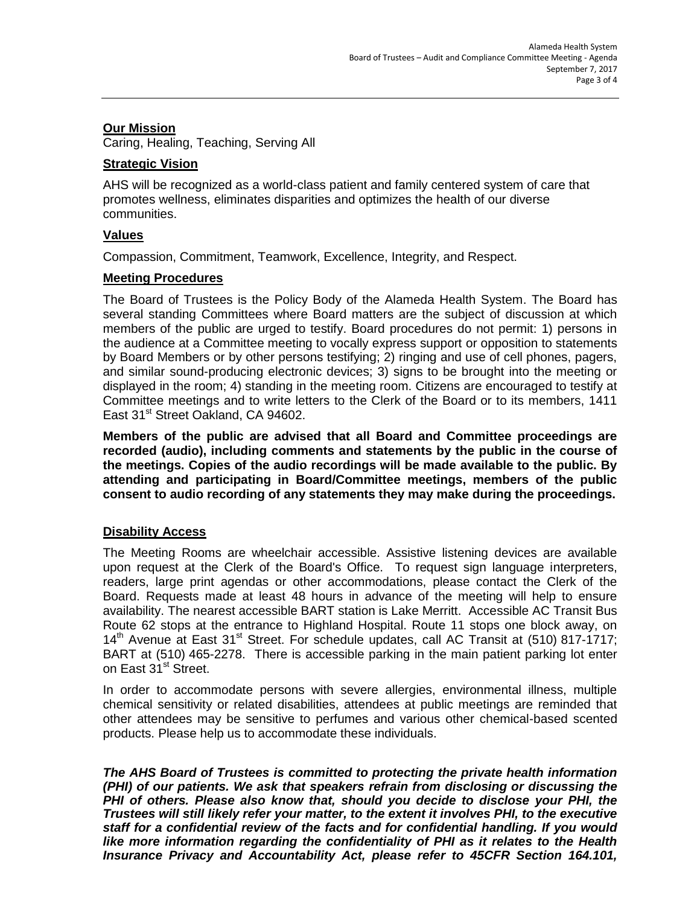**Our Mission**

Caring, Healing, Teaching, Serving All

**Strategic Vision**

AHS will be recognized as a world-class patient and family centered system of care that promotes wellness, eliminates disparities and optimizes the health of our diverse communities.

**Values**

Compassion, Commitment, Teamwork, Excellence, Integrity, and Respect.

**Meeting Procedures**

The Board of Trustees is the Policy Body of the Alameda Health System. The Board has several standing Committees where Board matters are the subject of discussion at which members of the public are urged to testify. Board procedures do not permit: 1) persons in the audience at a Committee meeting to vocally express support or opposition to statements by Board Members or by other persons testifying; 2) ringing and use of cell phones, pagers, and similar sound-producing electronic devices; 3) signs to be brought into the meeting or displayed in the room; 4) standing in the meeting room. Citizens are encouraged to testify at Committee meetings and to write letters to the Clerk of the Board or to its members, 1411 East 31st Street Oakland, CA 94602.

**Members of the public are advised that all Board and Committee proceedings are recorded (audio), including comments and statements by the public in the course of the meetings. Copies of the audio recordings will be made available to the public. By attending and participating in Board/Committee meetings, members of the public consent to audio recording of any statements they may make during the proceedings.**

**Disability Access**

The Meeting Rooms are wheelchair accessible. Assistive listening devices are available upon request at the Clerk of the Board's Office. To request sign language interpreters, readers, large print agendas or other accommodations, please contact the Clerk of the Board. Requests made at least 48 hours in advance of the meeting will help to ensure availability. The nearest accessible BART station is Lake Merritt. Accessible AC Transit Bus Route 62 stops at the entrance to Highland Hospital. Route 11 stops one block away, on 14th Avenue at East 31st Street. For schedule updates, call AC Transit at (510) 817-1717; BART at (510) 465-2278. There is accessible parking in the main patient parking lot enter on East 31st Street.

In order to accommodate persons with severe allergies, environmental illness, multiple chemical sensitivity or related disabilities, attendees at public meetings are reminded that other attendees may be sensitive to perfumes and various other chemical-based scented products. Please help us to accommodate these individuals.

***The AHS Board of Trustees is committed to protecting the private health information (PHI) of our patients. We ask that speakers refrain from disclosing or discussing the PHI of others. Please also know that, should you decide to disclose your PHI, the Trustees will still likely refer your matter, to the extent it involves PHI, to the executive staff for a confidential review of the facts and for confidential handling. If you would like more information regarding the confidentiality of PHI as it relates to the Health Insurance Privacy and Accountability Act, please refer to 45CFR Section 164.101,***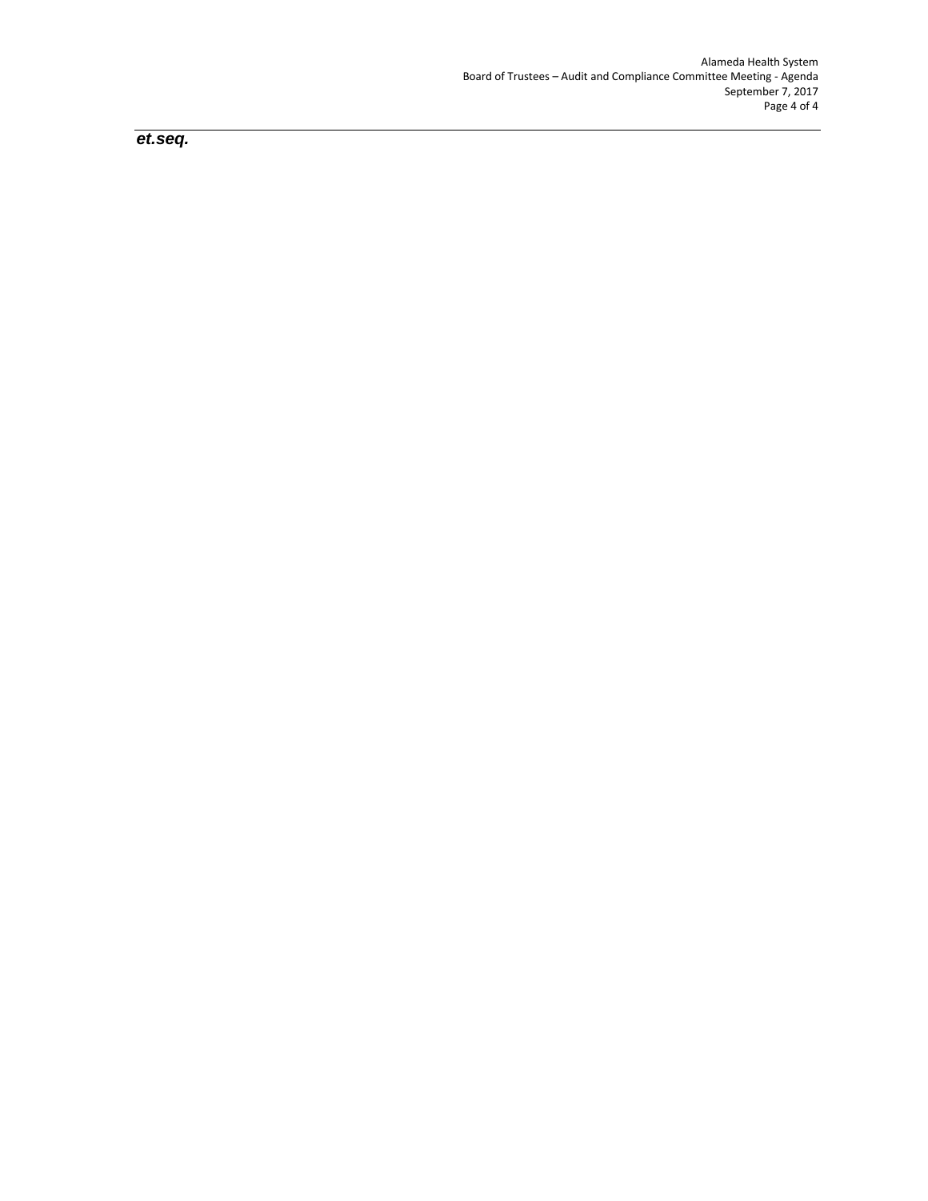***et.seq.***